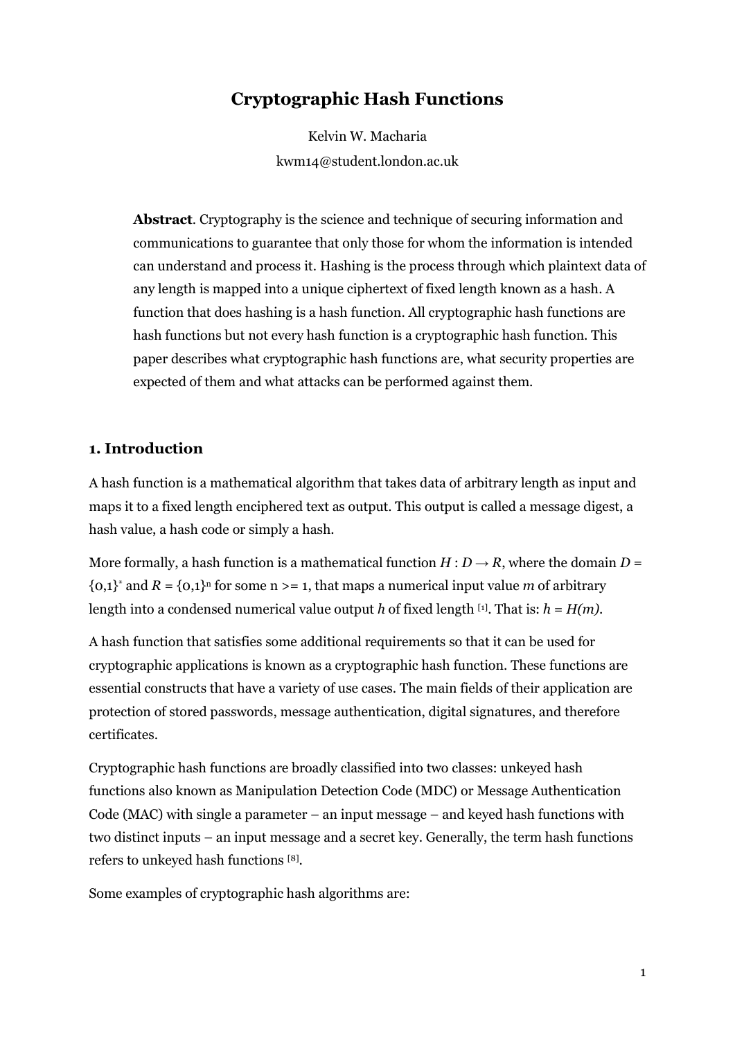# Cryptographic Hash Functions

Kelvin W. Macharia

kwm14@student.london.ac.uk

**Abstract**. Cryptography is the science and technique of securing information and communications to guarantee that only those for whom the information is intended can understand and process it. Hashing is the process through which plaintext data of any length is mapped into a unique ciphertext of fixed length known as a hash. A function that does hashing is a hash function. All cryptographic hash functions are hash functions but not every hash function is a cryptographic hash function. This paper describes what cryptographic hash functions are, what security properties are expected of them and what attacks can be performed against them.

## 1. Introduction

A hash function is a mathematical algorithm that takes data of arbitrary length as input and maps it to a fixed length enciphered text as output. This output is called a message digest, a hash value, a hash code or simply a hash.

More formally, a hash function is a mathematical function $H : D \rightarrow R$, where the domain $D = \{0,1\}^*$ and $R = \{0,1\}^n$ for some n >= 1, that maps a numerical input value *m* of arbitrary length into a condensed numerical value output *h* of fixed length [1]. That is: $h = H(m)$.

A hash function that satisfies some additional requirements so that it can be used for cryptographic applications is known as a cryptographic hash function. These functions are essential constructs that have a variety of use cases. The main fields of their application are protection of stored passwords, message authentication, digital signatures, and therefore certificates.

Cryptographic hash functions are broadly classified into two classes: unkeyed hash functions also known as Manipulation Detection Code (MDC) or Message Authentication Code (MAC) with single a parameter – an input message – and keyed hash functions with two distinct inputs – an input message and a secret key. Generally, the term hash functions refers to unkeyed hash functions [8].

Some examples of cryptographic hash algorithms are: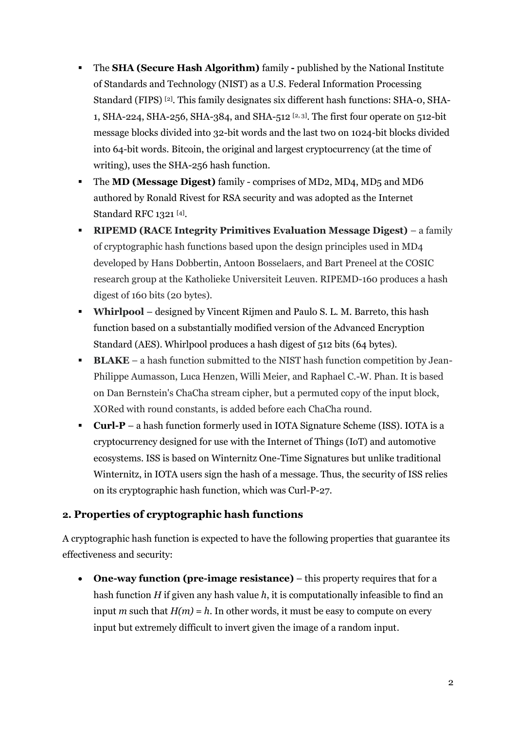- The **SHA (Secure Hash Algorithm)** family **-** published by the National Institute of Standards and Technology (NIST) as a U.S. Federal Information Processing Standard (FIPS) [2]. This family designates six different hash functions: SHA-0, SHA-1, SHA-224, SHA-256, SHA-384, and SHA-512 [2, 3]. The first four operate on 512-bit message blocks divided into 32-bit words and the last two on 1024-bit blocks divided into 64-bit words. Bitcoin, the original and largest cryptocurrency (at the time of writing), uses the SHA-256 hash function.
- The **MD (Message Digest)** family - comprises of MD2, MD4, MD5 and MD6 authored by Ronald Rivest for RSA security and was adopted as the Internet Standard RFC 1321 [4].
- **RIPEMD (RACE Integrity Primitives Evaluation Message Digest)** – a family of cryptographic hash functions based upon the design principles used in MD4 developed by Hans Dobbertin, Antoon Bosselaers, and Bart Preneel at the COSIC research group at the Katholieke Universiteit Leuven. RIPEMD-160 produces a hash digest of 160 bits (20 bytes).
- **Whirlpool** – designed by Vincent Rijmen and Paulo S. L. M. Barreto, this hash function based on a substantially modified version of the Advanced Encryption Standard (AES). Whirlpool produces a hash digest of 512 bits (64 bytes).
- **BLAKE** – a hash function submitted to the NIST hash function competition by Jean-Philippe Aumasson, Luca Henzen, Willi Meier, and Raphael C.-W. Phan. It is based on Dan Bernstein's ChaCha stream cipher, but a permuted copy of the input block, XORed with round constants, is added before each ChaCha round.
- **Curl-P** – a hash function formerly used in IOTA Signature Scheme (ISS). IOTA is a cryptocurrency designed for use with the Internet of Things (IoT) and automotive ecosystems. ISS is based on Winternitz One-Time Signatures but unlike traditional Winternitz, in IOTA users sign the hash of a message. Thus, the security of ISS relies on its cryptographic hash function, which was Curl-P-27.

## 2. Properties of cryptographic hash functions

A cryptographic hash function is expected to have the following properties that guarantee its effectiveness and security:

- **One-way function (pre-image resistance)** – this property requires that for a hash function $H$ if given any hash value $h$, it is computationally infeasible to find an input $m$ such that $H(m) = h$. In other words, it must be easy to compute on every input but extremely difficult to invert given the image of a random input.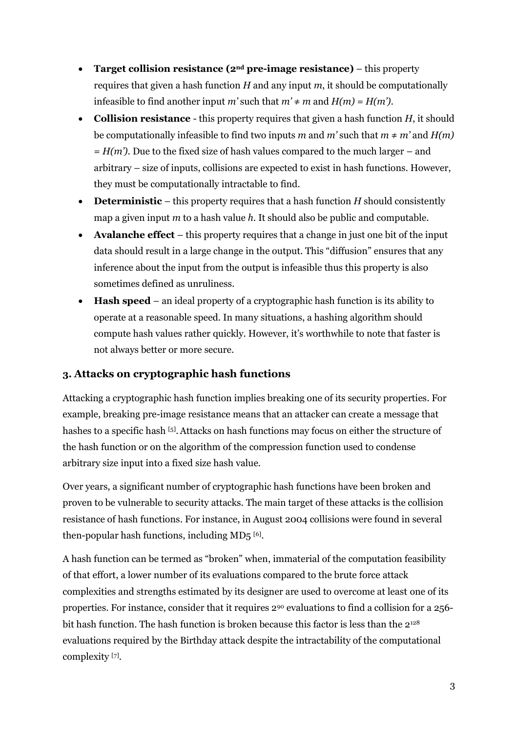- **Target collision resistance (2nd pre-image resistance)** – this property requires that given a hash function $H$ and any input $m$, it should be computationally infeasible to find another input $m'$ such that $m' \neq m$ and $H(m) = H(m')$.
- **Collision resistance** - this property requires that given a hash function $H$, it should be computationally infeasible to find two inputs $m$ and $m'$ such that $m \neq m'$ and $H(m) = H(m')$. Due to the fixed size of hash values compared to the much larger – and arbitrary – size of inputs, collisions are expected to exist in hash functions. However, they must be computationally intractable to find.
- **Deterministic** – this property requires that a hash function $H$ should consistently map a given input $m$ to a hash value $h$. It should also be public and computable.
- **Avalanche effect** – this property requires that a change in just one bit of the input data should result in a large change in the output. This "diffusion" ensures that any inference about the input from the output is infeasible thus this property is also sometimes defined as unruliness.
- **Hash speed** – an ideal property of a cryptographic hash function is its ability to operate at a reasonable speed. In many situations, a hashing algorithm should compute hash values rather quickly. However, it's worthwhile to note that faster is not always better or more secure.

### 3. Attacks on cryptographic hash functions

Attacking a cryptographic hash function implies breaking one of its security properties. For example, breaking pre-image resistance means that an attacker can create a message that hashes to a specific hash [5]. Attacks on hash functions may focus on either the structure of the hash function or on the algorithm of the compression function used to condense arbitrary size input into a fixed size hash value.

Over years, a significant number of cryptographic hash functions have been broken and proven to be vulnerable to security attacks. The main target of these attacks is the collision resistance of hash functions. For instance, in August 2004 collisions were found in several then-popular hash functions, including MD5 [6].

A hash function can be termed as "broken" when, immaterial of the computation feasibility of that effort, a lower number of its evaluations compared to the brute force attack complexities and strengths estimated by its designer are used to overcome at least one of its properties. For instance, consider that it requires $2^{90}$ evaluations to find a collision for a 256-bit hash function. The hash function is broken because this factor is less than the $2^{128}$ evaluations required by the Birthday attack despite the intractability of the computational complexity [7].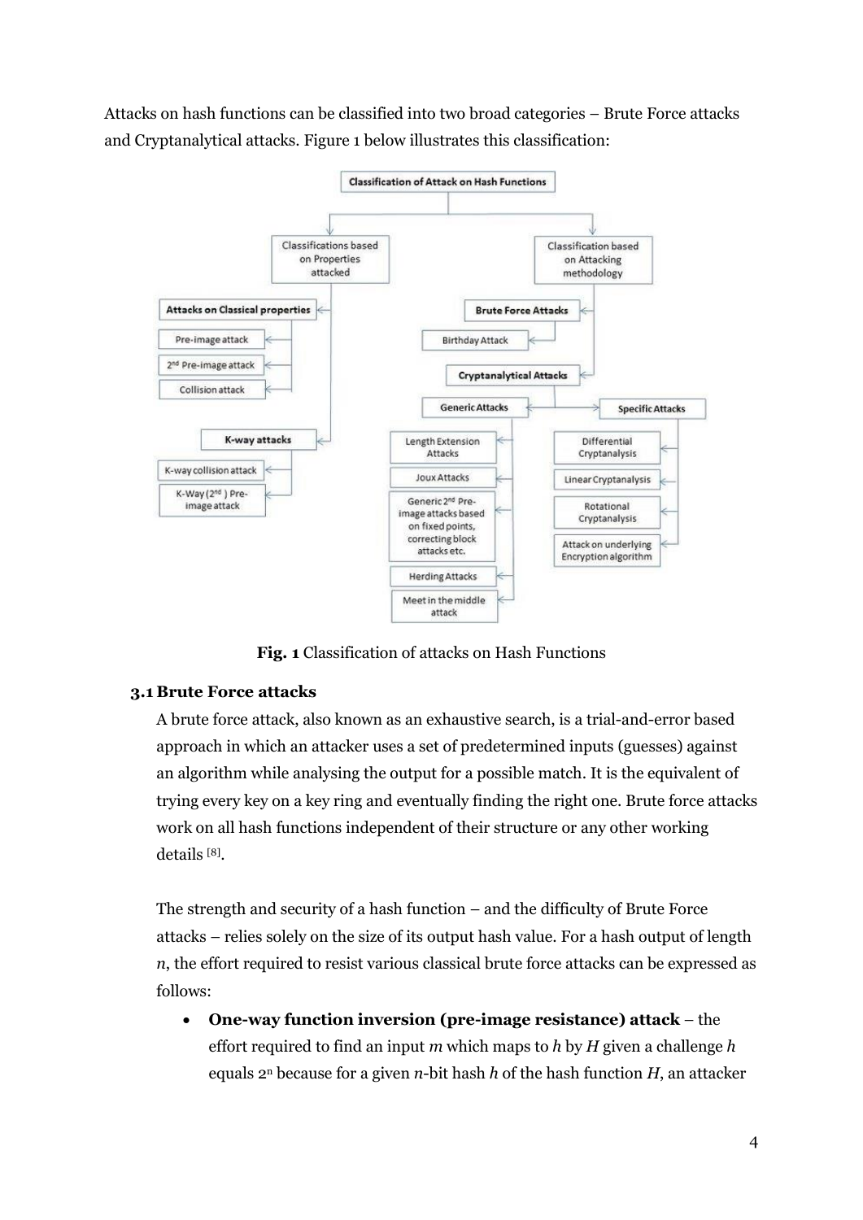Attacks on hash functions can be classified into two broad categories – Brute Force attacks and Cryptanalytical attacks. Figure 1 below illustrates this classification:

- **Classification of Attack on Hash Functions**
  - Classifications based on Properties attacked
    - **Attacks on Classical properties**
      - Pre-image attack
      - 2nd Pre-image attack
      - Collision attack
    - **K-way attacks**
      - K-way collision attack
      - K-Way (2nd) Pre-image attack
  - Classification based on Attacking methodology
    - **Brute Force Attacks**
      - Birthday Attack
    - **Cryptanalytical Attacks**
      - **Generic Attacks**
        - Length Extension Attacks
        - Joux Attacks
        - Generic 2nd Pre-image attacks based on fixed points, correcting block attacks etc.
        - Herding Attacks
        - Meet in the middle attack
      - **Specific Attacks**
        - Differential Cryptanalysis
        - Linear Cryptanalysis
        - Rotational Cryptanalysis
        - Attack on underlying Encryption algorithm

**Fig. 1** Classification of attacks on Hash Functions

### 3.1 Brute Force attacks

A brute force attack, also known as an exhaustive search, is a trial-and-error based approach in which an attacker uses a set of predetermined inputs (guesses) against an algorithm while analysing the output for a possible match. It is the equivalent of trying every key on a key ring and eventually finding the right one. Brute force attacks work on all hash functions independent of their structure or any other working details [8].

The strength and security of a hash function – and the difficulty of Brute Force attacks – relies solely on the size of its output hash value. For a hash output of length $n$, the effort required to resist various classical brute force attacks can be expressed as follows:

- **One-way function inversion (pre-image resistance) attack** – the effort required to find an input $m$ which maps to $h$ by $H$ given a challenge $h$ equals $2^n$ because for a given $n$-bit hash $h$ of the hash function $H$, an attacker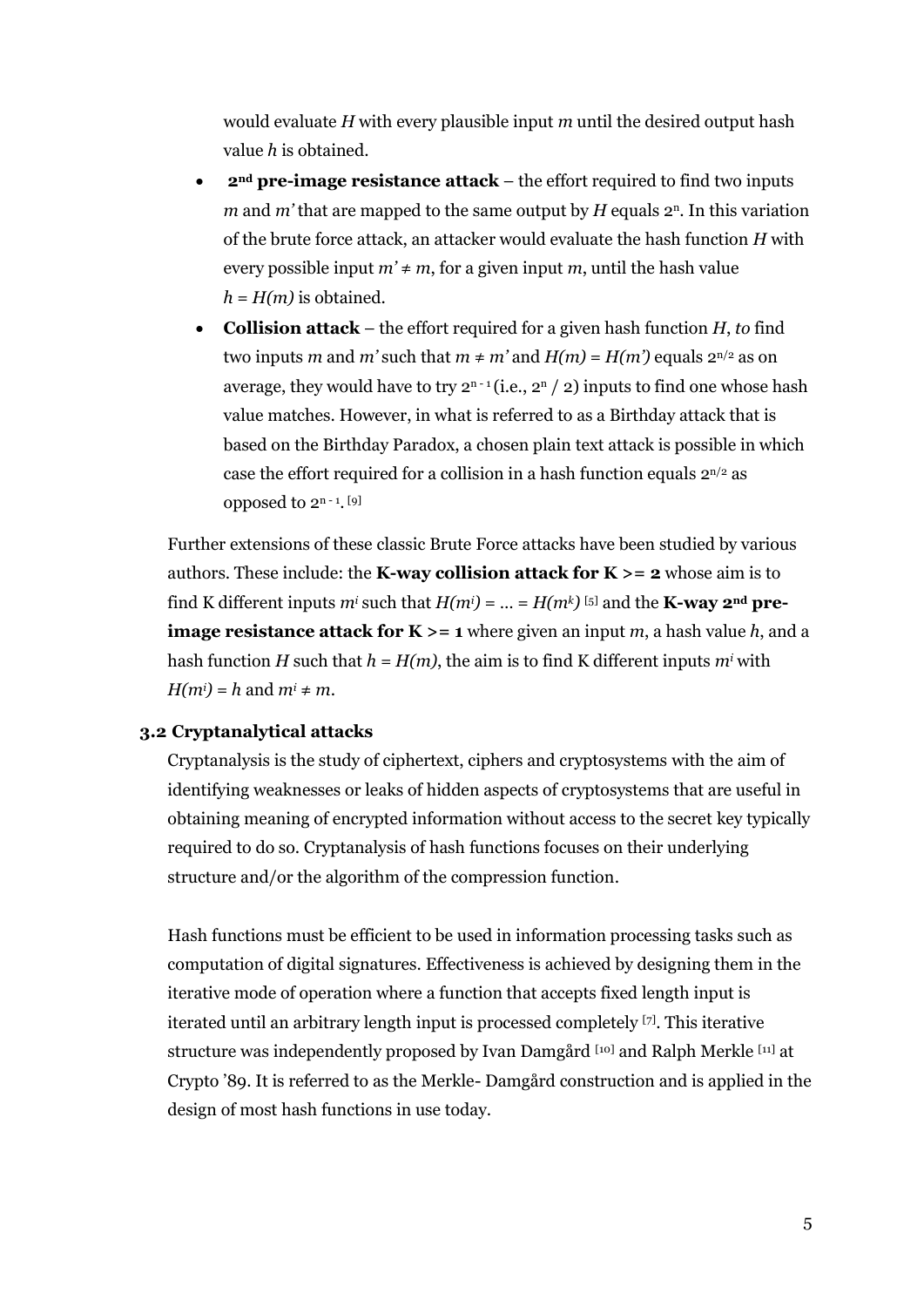would evaluate *H* with every plausible input *m* until the desired output hash value *h* is obtained.

- **2nd pre-image resistance attack** – the effort required to find two inputs *m* and *m'* that are mapped to the same output by *H* equals $2^n$. In this variation of the brute force attack, an attacker would evaluate the hash function *H* with every possible input $m' \neq m$, for a given input *m*, until the hash value $h = H(m)$ is obtained.
- **Collision attack** – the effort required for a given hash function *H*, *to* find two inputs *m* and *m'* such that $m \neq m'$ and $H(m) = H(m')$ equals $2^{n/2}$ as on average, they would have to try $2^{n-1}$ (i.e., $2^n / 2$) inputs to find one whose hash value matches. However, in what is referred to as a Birthday attack that is based on the Birthday Paradox, a chosen plain text attack is possible in which case the effort required for a collision in a hash function equals $2^{n/2}$ as opposed to $2^{n-1}$. [9]

Further extensions of these classic Brute Force attacks have been studied by various authors. These include: the **K-way collision attack for K >= 2** whose aim is to find K different inputs $m^i$ such that $H(m^i) = \ldots = H(m^k)$ [5] and the **K-way 2nd pre-image resistance attack for K >= 1** where given an input *m*, a hash value *h*, and a hash function *H* such that $h = H(m)$, the aim is to find K different inputs $m^i$ with $H(m^i) = h$ and $m^i \neq m$.

### 3.2 Cryptanalytical attacks

Cryptanalysis is the study of ciphertext, ciphers and cryptosystems with the aim of identifying weaknesses or leaks of hidden aspects of cryptosystems that are useful in obtaining meaning of encrypted information without access to the secret key typically required to do so. Cryptanalysis of hash functions focuses on their underlying structure and/or the algorithm of the compression function.

Hash functions must be efficient to be used in information processing tasks such as computation of digital signatures. Effectiveness is achieved by designing them in the iterative mode of operation where a function that accepts fixed length input is iterated until an arbitrary length input is processed completely [7]. This iterative structure was independently proposed by Ivan Damgård [10] and Ralph Merkle [11] at Crypto '89. It is referred to as the Merkle- Damgård construction and is applied in the design of most hash functions in use today.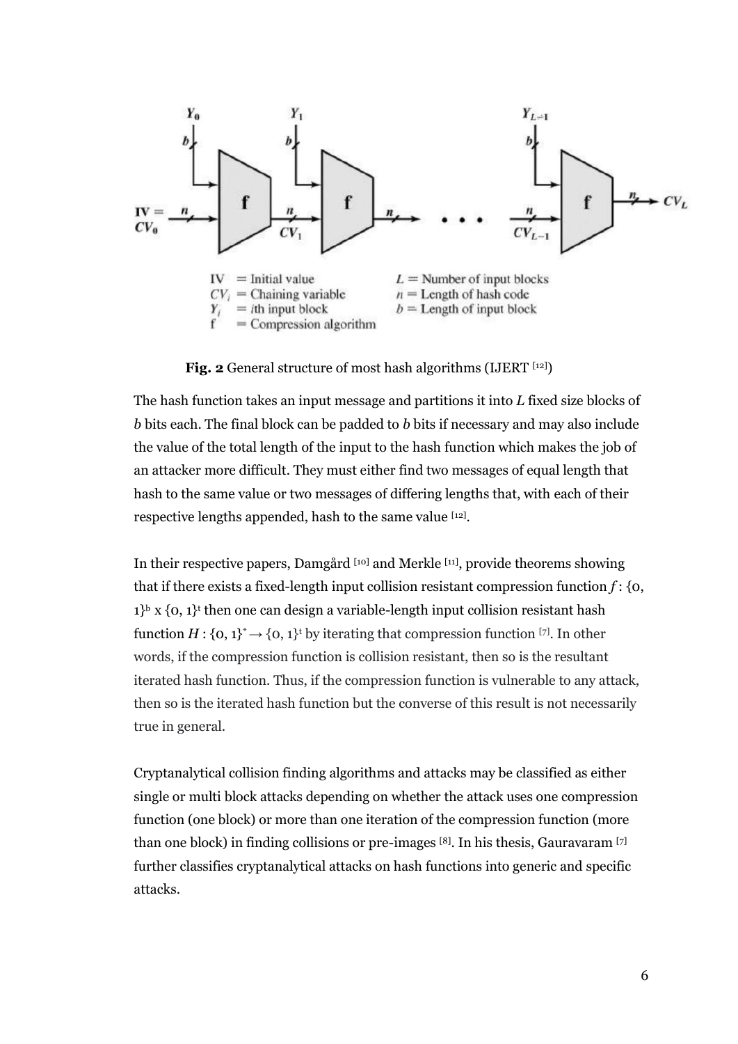**Fig. 2** General structure of most hash algorithms (IJERT [12])

The hash function takes an input message and partitions it into *L* fixed size blocks of *b* bits each. The final block can be padded to *b* bits if necessary and may also include the value of the total length of the input to the hash function which makes the job of an attacker more difficult. They must either find two messages of equal length that hash to the same value or two messages of differing lengths that, with each of their respective lengths appended, hash to the same value [12].

In their respective papers, Damgård [10] and Merkle [11], provide theorems showing that if there exists a fixed-length input collision resistant compression function $f : \{0, 1\}^b \times \{0, 1\}^t$ then one can design a variable-length input collision resistant hash function $H : \{0, 1\}^* \rightarrow \{0, 1\}^t$ by iterating that compression function [7]. In other words, if the compression function is collision resistant, then so is the resultant iterated hash function. Thus, if the compression function is vulnerable to any attack, then so is the iterated hash function but the converse of this result is not necessarily true in general.

Cryptanalytical collision finding algorithms and attacks may be classified as either single or multi block attacks depending on whether the attack uses one compression function (one block) or more than one iteration of the compression function (more than one block) in finding collisions or pre-images [8]. In his thesis, Gauravaram [7] further classifies cryptanalytical attacks on hash functions into generic and specific attacks.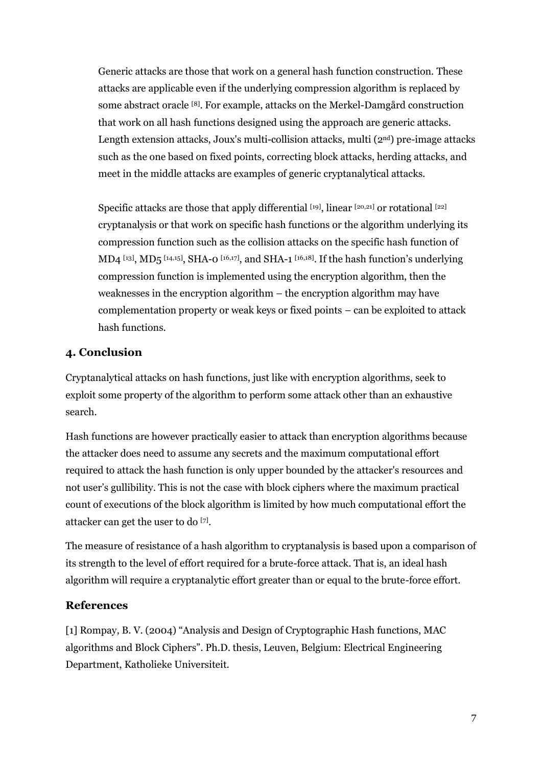Generic attacks are those that work on a general hash function construction. These attacks are applicable even if the underlying compression algorithm is replaced by some abstract oracle [8]. For example, attacks on the Merkel-Damgård construction that work on all hash functions designed using the approach are generic attacks. Length extension attacks, Joux's multi-collision attacks, multi (2nd) pre-image attacks such as the one based on fixed points, correcting block attacks, herding attacks, and meet in the middle attacks are examples of generic cryptanalytical attacks.

Specific attacks are those that apply differential [19], linear [20,21] or rotational [22] cryptanalysis or that work on specific hash functions or the algorithm underlying its compression function such as the collision attacks on the specific hash function of MD4 [13], MD5 [14,15], SHA-0 [16,17], and SHA-1 [16,18]. If the hash function's underlying compression function is implemented using the encryption algorithm, then the weaknesses in the encryption algorithm – the encryption algorithm may have complementation property or weak keys or fixed points – can be exploited to attack hash functions.

## 4. Conclusion

Cryptanalytical attacks on hash functions, just like with encryption algorithms, seek to exploit some property of the algorithm to perform some attack other than an exhaustive search.

Hash functions are however practically easier to attack than encryption algorithms because the attacker does need to assume any secrets and the maximum computational effort required to attack the hash function is only upper bounded by the attacker's resources and not user's gullibility. This is not the case with block ciphers where the maximum practical count of executions of the block algorithm is limited by how much computational effort the attacker can get the user to do [7].

The measure of resistance of a hash algorithm to cryptanalysis is based upon a comparison of its strength to the level of effort required for a brute-force attack. That is, an ideal hash algorithm will require a cryptanalytic effort greater than or equal to the brute-force effort.

## References

[1] Rompay, B. V. (2004) "Analysis and Design of Cryptographic Hash functions, MAC algorithms and Block Ciphers". Ph.D. thesis, Leuven, Belgium: Electrical Engineering Department, Katholieke Universiteit.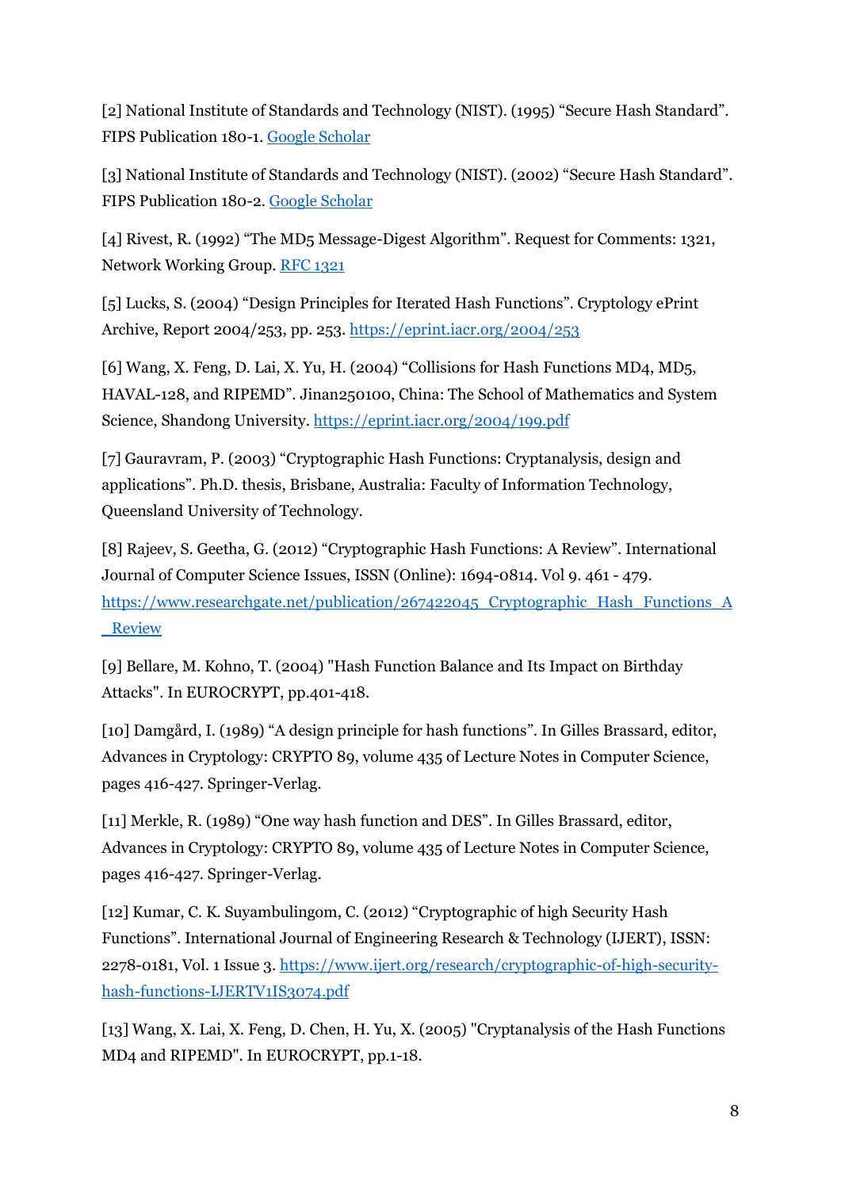[2] National Institute of Standards and Technology (NIST). (1995) “Secure Hash Standard”. FIPS Publication 180-1. [Google Scholar]()

[3] National Institute of Standards and Technology (NIST). (2002) “Secure Hash Standard”. FIPS Publication 180-2. [Google Scholar]()

[4] Rivest, R. (1992) “The MD5 Message-Digest Algorithm”. Request for Comments: 1321, Network Working Group. [RFC 1321]()

[5] Lucks, S. (2004) “Design Principles for Iterated Hash Functions”. Cryptology ePrint Archive, Report 2004/253, pp. 253. [https://eprint.iacr.org/2004/253](https://eprint.iacr.org/2004/253)

[6] Wang, X. Feng, D. Lai, X. Yu, H. (2004) “Collisions for Hash Functions MD4, MD5, HAVAL-128, and RIPEMD”. Jinan250100, China: The School of Mathematics and System Science, Shandong University. [https://eprint.iacr.org/2004/199.pdf](https://eprint.iacr.org/2004/199.pdf)

[7] Gauravram, P. (2003) “Cryptographic Hash Functions: Cryptanalysis, design and applications”. Ph.D. thesis, Brisbane, Australia: Faculty of Information Technology, Queensland University of Technology.

[8] Rajeev, S. Geetha, G. (2012) “Cryptographic Hash Functions: A Review”. International Journal of Computer Science Issues, ISSN (Online): 1694-0814. Vol 9. 461 - 479. [https://www.researchgate.net/publication/267422045_Cryptographic_Hash_Functions_A_Review](https://www.researchgate.net/publication/267422045_Cryptographic_Hash_Functions_A_Review)

[9] Bellare, M. Kohno, T. (2004) "Hash Function Balance and Its Impact on Birthday Attacks". In EUROCRYPT, pp.401-418.

[10] Damgård, I. (1989) “A design principle for hash functions”. In Gilles Brassard, editor, Advances in Cryptology: CRYPTO 89, volume 435 of Lecture Notes in Computer Science, pages 416-427. Springer-Verlag.

[11] Merkle, R. (1989) “One way hash function and DES”. In Gilles Brassard, editor, Advances in Cryptology: CRYPTO 89, volume 435 of Lecture Notes in Computer Science, pages 416-427. Springer-Verlag.

[12] Kumar, C. K. Suyambulingom, C. (2012) “Cryptographic of high Security Hash Functions”. International Journal of Engineering Research & Technology (IJERT), ISSN: 2278-0181, Vol. 1 Issue 3. [https://www.ijert.org/research/cryptographic-of-high-security-hash-functions-IJERTV1IS3074.pdf](https://www.ijert.org/research/cryptographic-of-high-security-hash-functions-IJERTV1IS3074.pdf)

[13] Wang, X. Lai, X. Feng, D. Chen, H. Yu, X. (2005) "Cryptanalysis of the Hash Functions MD4 and RIPEMD". In EUROCRYPT, pp.1-18.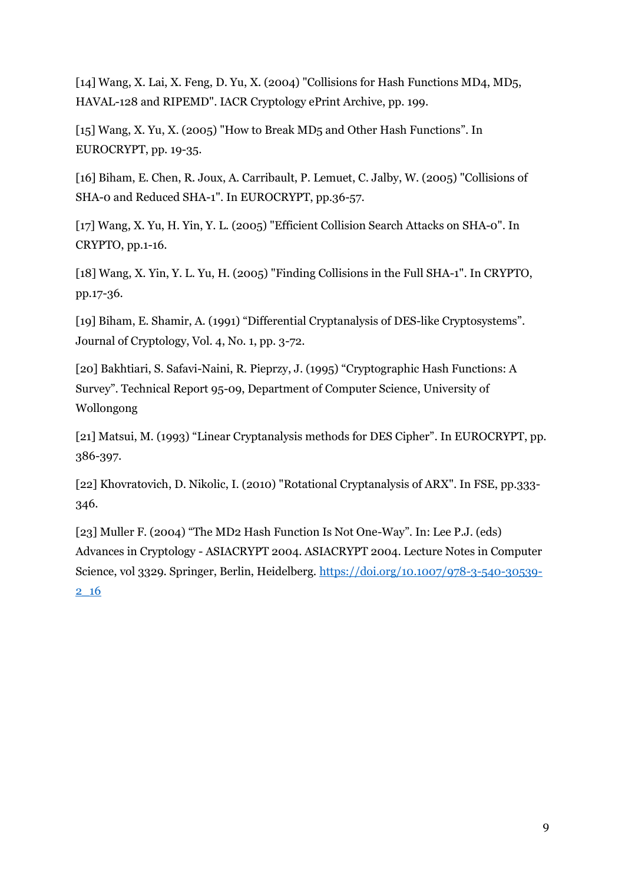[14] Wang, X. Lai, X. Feng, D. Yu, X. (2004) "Collisions for Hash Functions MD4, MD5, HAVAL-128 and RIPEMD". IACR Cryptology ePrint Archive, pp. 199.

[15] Wang, X. Yu, X. (2005) "How to Break MD5 and Other Hash Functions". In EUROCRYPT, pp. 19-35.

[16] Biham, E. Chen, R. Joux, A. Carribault, P. Lemuet, C. Jalby, W. (2005) "Collisions of SHA-0 and Reduced SHA-1". In EUROCRYPT, pp.36-57.

[17] Wang, X. Yu, H. Yin, Y. L. (2005) "Efficient Collision Search Attacks on SHA-0". In CRYPTO, pp.1-16.

[18] Wang, X. Yin, Y. L. Yu, H. (2005) "Finding Collisions in the Full SHA-1". In CRYPTO, pp.17-36.

[19] Biham, E. Shamir, A. (1991) "Differential Cryptanalysis of DES-like Cryptosystems". Journal of Cryptology, Vol. 4, No. 1, pp. 3-72.

[20] Bakhtiari, S. Safavi-Naini, R. Pieprzy, J. (1995) "Cryptographic Hash Functions: A Survey". Technical Report 95-09, Department of Computer Science, University of Wollongong

[21] Matsui, M. (1993) "Linear Cryptanalysis methods for DES Cipher". In EUROCRYPT, pp. 386-397.

[22] Khovratovich, D. Nikolic, I. (2010) "Rotational Cryptanalysis of ARX". In FSE, pp.333-346.

[23] Muller F. (2004) "The MD2 Hash Function Is Not One-Way". In: Lee P.J. (eds) Advances in Cryptology - ASIACRYPT 2004. ASIACRYPT 2004. Lecture Notes in Computer Science, vol 3329. Springer, Berlin, Heidelberg. [https://doi.org/10.1007/978-3-540-30539-2_16](https://doi.org/10.1007/978-3-540-30539-2_16)